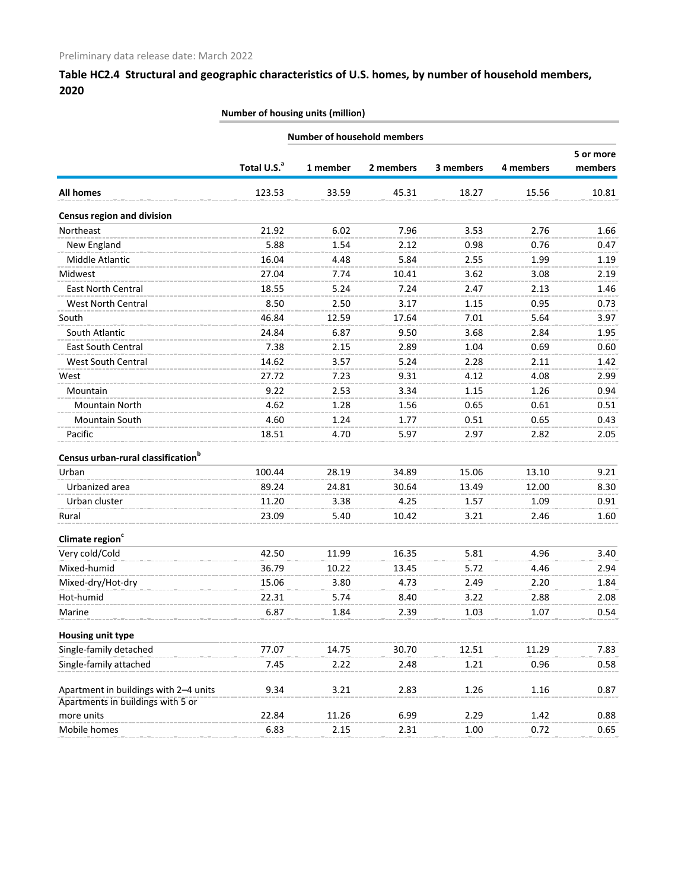Preliminary data release date: March 2022

## Table HC2.4 Structural and geographic characteristics of U.S. homes, by number of household members, 2020

| | Number of housing units (million) | | | | | |
|---|---|---|---|---|---|---|
| | | Number of household members | | | | |
| | Total U.S.[a] | 1 member | 2 members | 3 members | 4 members | 5 or more members |
| **All homes** | 123.53 | 33.59 | 45.31 | 18.27 | 15.56 | 10.81 |
| **Census region and division** | | | | | | |
| Northeast | 21.92 | 6.02 | 7.96 | 3.53 | 2.76 | 1.66 |
| New England | 5.88 | 1.54 | 2.12 | 0.98 | 0.76 | 0.47 |
| Middle Atlantic | 16.04 | 4.48 | 5.84 | 2.55 | 1.99 | 1.19 |
| Midwest | 27.04 | 7.74 | 10.41 | 3.62 | 3.08 | 2.19 |
| East North Central | 18.55 | 5.24 | 7.24 | 2.47 | 2.13 | 1.46 |
| West North Central | 8.50 | 2.50 | 3.17 | 1.15 | 0.95 | 0.73 |
| South | 46.84 | 12.59 | 17.64 | 7.01 | 5.64 | 3.97 |
| South Atlantic | 24.84 | 6.87 | 9.50 | 3.68 | 2.84 | 1.95 |
| East South Central | 7.38 | 2.15 | 2.89 | 1.04 | 0.69 | 0.60 |
| West South Central | 14.62 | 3.57 | 5.24 | 2.28 | 2.11 | 1.42 |
| West | 27.72 | 7.23 | 9.31 | 4.12 | 4.08 | 2.99 |
| Mountain | 9.22 | 2.53 | 3.34 | 1.15 | 1.26 | 0.94 |
| Mountain North | 4.62 | 1.28 | 1.56 | 0.65 | 0.61 | 0.51 |
| Mountain South | 4.60 | 1.24 | 1.77 | 0.51 | 0.65 | 0.43 |
| Pacific | 18.51 | 4.70 | 5.97 | 2.97 | 2.82 | 2.05 |
| **Census urban-rural classification[b]** | | | | | | |
| Urban | 100.44 | 28.19 | 34.89 | 15.06 | 13.10 | 9.21 |
| Urbanized area | 89.24 | 24.81 | 30.64 | 13.49 | 12.00 | 8.30 |
| Urban cluster | 11.20 | 3.38 | 4.25 | 1.57 | 1.09 | 0.91 |
| Rural | 23.09 | 5.40 | 10.42 | 3.21 | 2.46 | 1.60 |
| **Climate region[c]** | | | | | | |
| Very cold/Cold | 42.50 | 11.99 | 16.35 | 5.81 | 4.96 | 3.40 |
| Mixed-humid | 36.79 | 10.22 | 13.45 | 5.72 | 4.46 | 2.94 |
| Mixed-dry/Hot-dry | 15.06 | 3.80 | 4.73 | 2.49 | 2.20 | 1.84 |
| Hot-humid | 22.31 | 5.74 | 8.40 | 3.22 | 2.88 | 2.08 |
| Marine | 6.87 | 1.84 | 2.39 | 1.03 | 1.07 | 0.54 |
| **Housing unit type** | | | | | | |
| Single-family detached | 77.07 | 14.75 | 30.70 | 12.51 | 11.29 | 7.83 |
| Single-family attached | 7.45 | 2.22 | 2.48 | 1.21 | 0.96 | 0.58 |
| Apartment in buildings with 2–4 units | 9.34 | 3.21 | 2.83 | 1.26 | 1.16 | 0.87 |
| Apartments in buildings with 5 or more units | 22.84 | 11.26 | 6.99 | 2.29 | 1.42 | 0.88 |
| Mobile homes | 6.83 | 2.15 | 2.31 | 1.00 | 0.72 | 0.65 |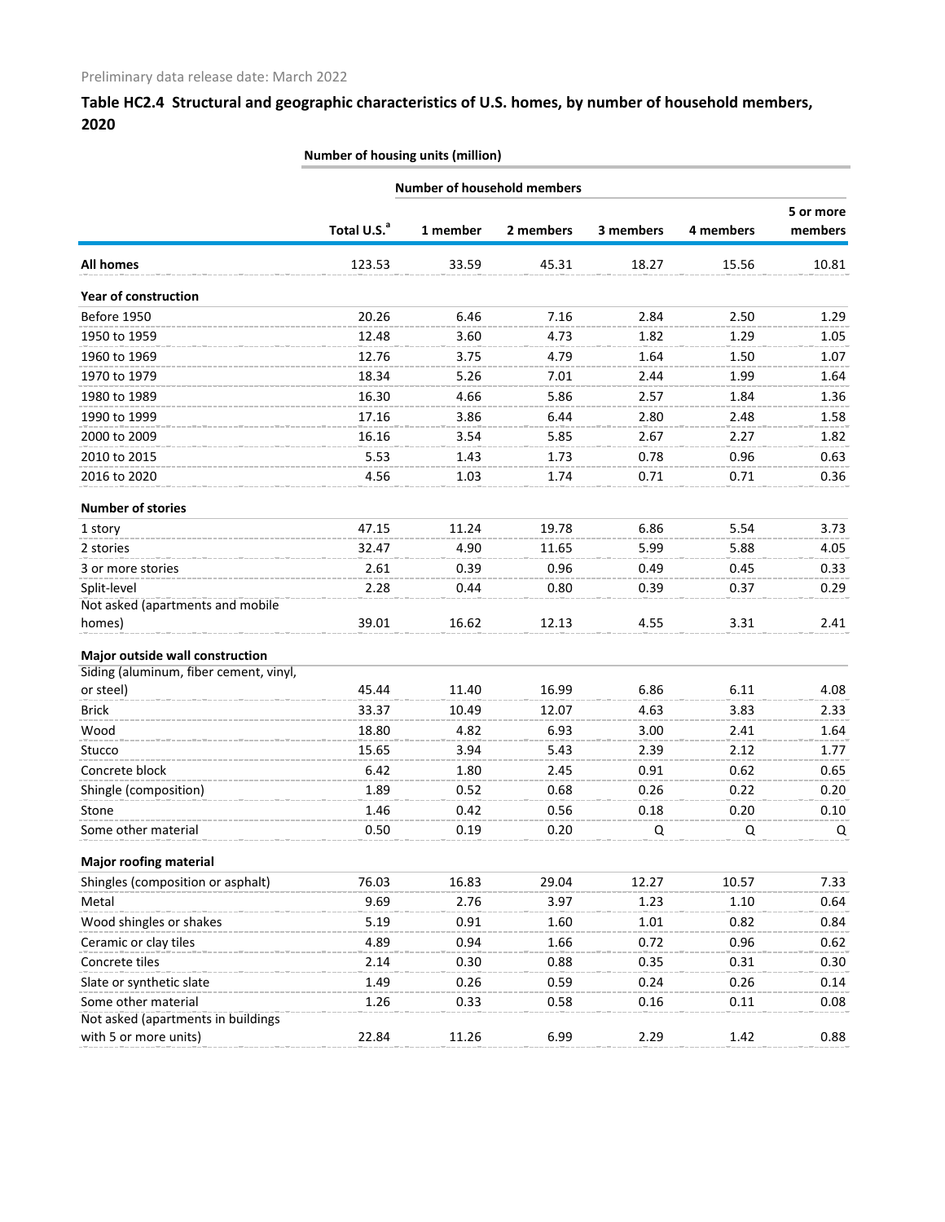Preliminary data release date: March 2022

## Table HC2.4 Structural and geographic characteristics of U.S. homes, by number of household members, 2020

| | Number of housing units (million) | | | | | |
|---|---|---|---|---|---|---|
| | | Number of household members | | | | |
| | Total U.S.[a] | 1 member | 2 members | 3 members | 4 members | 5 or more members |
| **All homes** | 123.53 | 33.59 | 45.31 | 18.27 | 15.56 | 10.81 |
| **Year of construction** | | | | | | |
| Before 1950 | 20.26 | 6.46 | 7.16 | 2.84 | 2.50 | 1.29 |
| 1950 to 1959 | 12.48 | 3.60 | 4.73 | 1.82 | 1.29 | 1.05 |
| 1960 to 1969 | 12.76 | 3.75 | 4.79 | 1.64 | 1.50 | 1.07 |
| 1970 to 1979 | 18.34 | 5.26 | 7.01 | 2.44 | 1.99 | 1.64 |
| 1980 to 1989 | 16.30 | 4.66 | 5.86 | 2.57 | 1.84 | 1.36 |
| 1990 to 1999 | 17.16 | 3.86 | 6.44 | 2.80 | 2.48 | 1.58 |
| 2000 to 2009 | 16.16 | 3.54 | 5.85 | 2.67 | 2.27 | 1.82 |
| 2010 to 2015 | 5.53 | 1.43 | 1.73 | 0.78 | 0.96 | 0.63 |
| 2016 to 2020 | 4.56 | 1.03 | 1.74 | 0.71 | 0.71 | 0.36 |
| **Number of stories** | | | | | | |
| 1 story | 47.15 | 11.24 | 19.78 | 6.86 | 5.54 | 3.73 |
| 2 stories | 32.47 | 4.90 | 11.65 | 5.99 | 5.88 | 4.05 |
| 3 or more stories | 2.61 | 0.39 | 0.96 | 0.49 | 0.45 | 0.33 |
| Split-level | 2.28 | 0.44 | 0.80 | 0.39 | 0.37 | 0.29 |
| Not asked (apartments and mobile homes) | 39.01 | 16.62 | 12.13 | 4.55 | 3.31 | 2.41 |
| **Major outside wall construction** | | | | | | |
| Siding (aluminum, fiber cement, vinyl, or steel) | 45.44 | 11.40 | 16.99 | 6.86 | 6.11 | 4.08 |
| Brick | 33.37 | 10.49 | 12.07 | 4.63 | 3.83 | 2.33 |
| Wood | 18.80 | 4.82 | 6.93 | 3.00 | 2.41 | 1.64 |
| Stucco | 15.65 | 3.94 | 5.43 | 2.39 | 2.12 | 1.77 |
| Concrete block | 6.42 | 1.80 | 2.45 | 0.91 | 0.62 | 0.65 |
| Shingle (composition) | 1.89 | 0.52 | 0.68 | 0.26 | 0.22 | 0.20 |
| Stone | 1.46 | 0.42 | 0.56 | 0.18 | 0.20 | 0.10 |
| Some other material | 0.50 | 0.19 | 0.20 | Q | Q | Q |
| **Major roofing material** | | | | | | |
| Shingles (composition or asphalt) | 76.03 | 16.83 | 29.04 | 12.27 | 10.57 | 7.33 |
| Metal | 9.69 | 2.76 | 3.97 | 1.23 | 1.10 | 0.64 |
| Wood shingles or shakes | 5.19 | 0.91 | 1.60 | 1.01 | 0.82 | 0.84 |
| Ceramic or clay tiles | 4.89 | 0.94 | 1.66 | 0.72 | 0.96 | 0.62 |
| Concrete tiles | 2.14 | 0.30 | 0.88 | 0.35 | 0.31 | 0.30 |
| Slate or synthetic slate | 1.49 | 0.26 | 0.59 | 0.24 | 0.26 | 0.14 |
| Some other material | 1.26 | 0.33 | 0.58 | 0.16 | 0.11 | 0.08 |
| Not asked (apartments in buildings with 5 or more units) | 22.84 | 11.26 | 6.99 | 2.29 | 1.42 | 0.88 |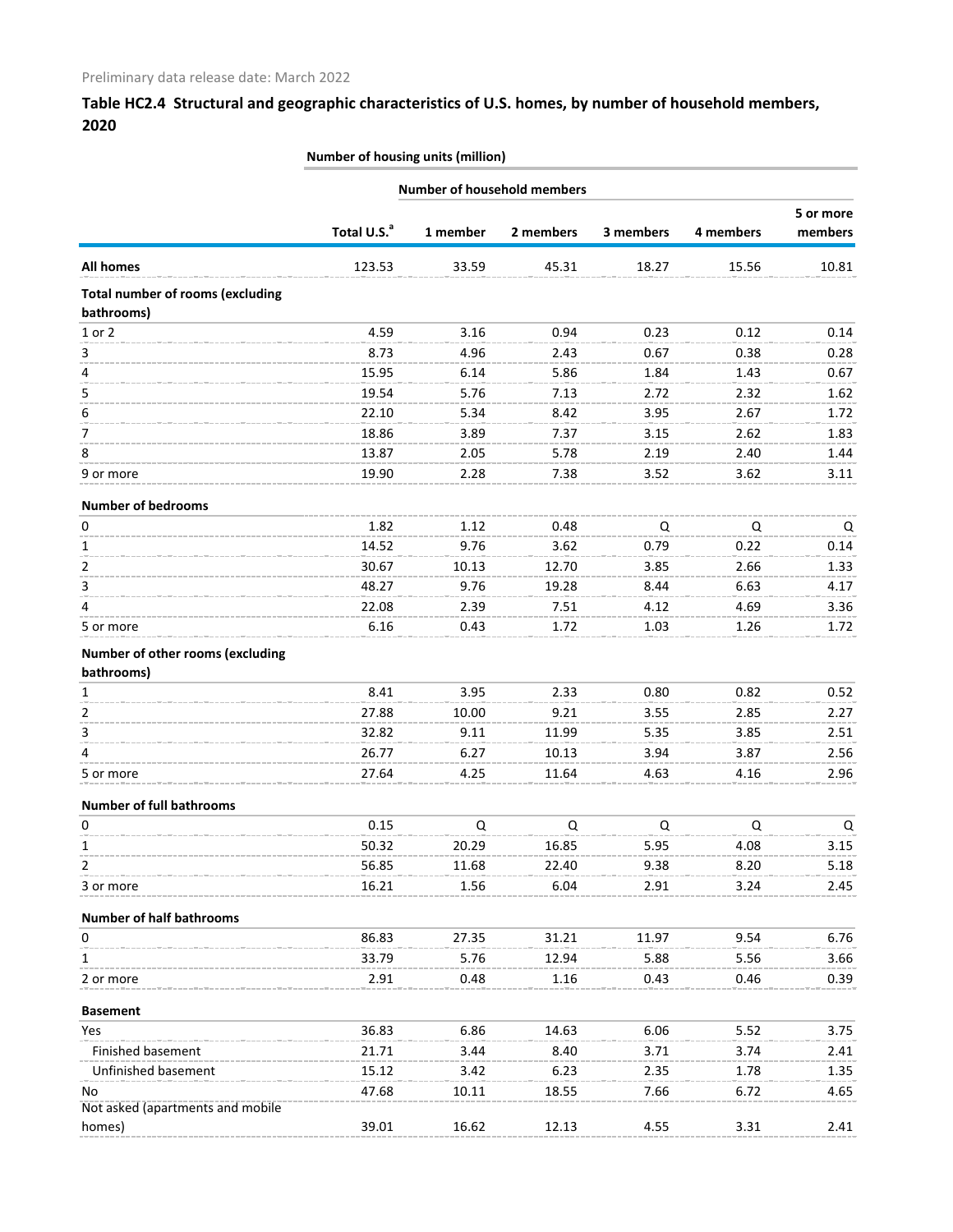Preliminary data release date: March 2022

## Table HC2.4 Structural and geographic characteristics of U.S. homes, by number of household members, 2020

| | Number of housing units (million) | | | | | |
|---|---|---|---|---|---|---|
| | | Number of household members | | | | |
| | Total U.S.[a] | 1 member | 2 members | 3 members | 4 members | 5 or more members |
| **All homes** | 123.53 | 33.59 | 45.31 | 18.27 | 15.56 | 10.81 |
| **Total number of rooms (excluding bathrooms)** | | | | | | |
| 1 or 2 | 4.59 | 3.16 | 0.94 | 0.23 | 0.12 | 0.14 |
| 3 | 8.73 | 4.96 | 2.43 | 0.67 | 0.38 | 0.28 |
| 4 | 15.95 | 6.14 | 5.86 | 1.84 | 1.43 | 0.67 |
| 5 | 19.54 | 5.76 | 7.13 | 2.72 | 2.32 | 1.62 |
| 6 | 22.10 | 5.34 | 8.42 | 3.95 | 2.67 | 1.72 |
| 7 | 18.86 | 3.89 | 7.37 | 3.15 | 2.62 | 1.83 |
| 8 | 13.87 | 2.05 | 5.78 | 2.19 | 2.40 | 1.44 |
| 9 or more | 19.90 | 2.28 | 7.38 | 3.52 | 3.62 | 3.11 |
| **Number of bedrooms** | | | | | | |
| 0 | 1.82 | 1.12 | 0.48 | Q | Q | Q |
| 1 | 14.52 | 9.76 | 3.62 | 0.79 | 0.22 | 0.14 |
| 2 | 30.67 | 10.13 | 12.70 | 3.85 | 2.66 | 1.33 |
| 3 | 48.27 | 9.76 | 19.28 | 8.44 | 6.63 | 4.17 |
| 4 | 22.08 | 2.39 | 7.51 | 4.12 | 4.69 | 3.36 |
| 5 or more | 6.16 | 0.43 | 1.72 | 1.03 | 1.26 | 1.72 |
| **Number of other rooms (excluding bathrooms)** | | | | | | |
| 1 | 8.41 | 3.95 | 2.33 | 0.80 | 0.82 | 0.52 |
| 2 | 27.88 | 10.00 | 9.21 | 3.55 | 2.85 | 2.27 |
| 3 | 32.82 | 9.11 | 11.99 | 5.35 | 3.85 | 2.51 |
| 4 | 26.77 | 6.27 | 10.13 | 3.94 | 3.87 | 2.56 |
| 5 or more | 27.64 | 4.25 | 11.64 | 4.63 | 4.16 | 2.96 |
| **Number of full bathrooms** | | | | | | |
| 0 | 0.15 | Q | Q | Q | Q | Q |
| 1 | 50.32 | 20.29 | 16.85 | 5.95 | 4.08 | 3.15 |
| 2 | 56.85 | 11.68 | 22.40 | 9.38 | 8.20 | 5.18 |
| 3 or more | 16.21 | 1.56 | 6.04 | 2.91 | 3.24 | 2.45 |
| **Number of half bathrooms** | | | | | | |
| 0 | 86.83 | 27.35 | 31.21 | 11.97 | 9.54 | 6.76 |
| 1 | 33.79 | 5.76 | 12.94 | 5.88 | 5.56 | 3.66 |
| 2 or more | 2.91 | 0.48 | 1.16 | 0.43 | 0.46 | 0.39 |
| **Basement** | | | | | | |
| Yes | 36.83 | 6.86 | 14.63 | 6.06 | 5.52 | 3.75 |
| Finished basement | 21.71 | 3.44 | 8.40 | 3.71 | 3.74 | 2.41 |
| Unfinished basement | 15.12 | 3.42 | 6.23 | 2.35 | 1.78 | 1.35 |
| No | 47.68 | 10.11 | 18.55 | 7.66 | 6.72 | 4.65 |
| Not asked (apartments and mobile homes) | 39.01 | 16.62 | 12.13 | 4.55 | 3.31 | 2.41 |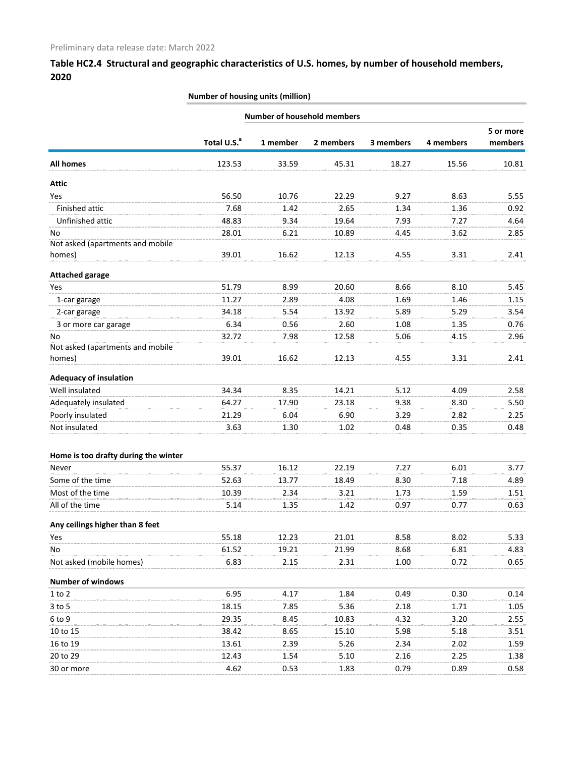Preliminary data release date: March 2022

## Table HC2.4 Structural and geographic characteristics of U.S. homes, by number of household members, 2020

| | Number of housing units (million) | | | | | |
|---|---|---|---|---|---|---|
| | | Number of household members | | | | |
| | Total U.S.[a] | 1 member | 2 members | 3 members | 4 members | 5 or more members |
| **All homes** | 123.53 | 33.59 | 45.31 | 18.27 | 15.56 | 10.81 |
| **Attic** | | | | | | |
| Yes | 56.50 | 10.76 | 22.29 | 9.27 | 8.63 | 5.55 |
| Finished attic | 7.68 | 1.42 | 2.65 | 1.34 | 1.36 | 0.92 |
| Unfinished attic | 48.83 | 9.34 | 19.64 | 7.93 | 7.27 | 4.64 |
| No | 28.01 | 6.21 | 10.89 | 4.45 | 3.62 | 2.85 |
| Not asked (apartments and mobile homes) | 39.01 | 16.62 | 12.13 | 4.55 | 3.31 | 2.41 |
| **Attached garage** | | | | | | |
| Yes | 51.79 | 8.99 | 20.60 | 8.66 | 8.10 | 5.45 |
| 1-car garage | 11.27 | 2.89 | 4.08 | 1.69 | 1.46 | 1.15 |
| 2-car garage | 34.18 | 5.54 | 13.92 | 5.89 | 5.29 | 3.54 |
| 3 or more car garage | 6.34 | 0.56 | 2.60 | 1.08 | 1.35 | 0.76 |
| No | 32.72 | 7.98 | 12.58 | 5.06 | 4.15 | 2.96 |
| Not asked (apartments and mobile homes) | 39.01 | 16.62 | 12.13 | 4.55 | 3.31 | 2.41 |
| **Adequacy of insulation** | | | | | | |
| Well insulated | 34.34 | 8.35 | 14.21 | 5.12 | 4.09 | 2.58 |
| Adequately insulated | 64.27 | 17.90 | 23.18 | 9.38 | 8.30 | 5.50 |
| Poorly insulated | 21.29 | 6.04 | 6.90 | 3.29 | 2.82 | 2.25 |
| Not insulated | 3.63 | 1.30 | 1.02 | 0.48 | 0.35 | 0.48 |
| **Home is too drafty during the winter** | | | | | | |
| Never | 55.37 | 16.12 | 22.19 | 7.27 | 6.01 | 3.77 |
| Some of the time | 52.63 | 13.77 | 18.49 | 8.30 | 7.18 | 4.89 |
| Most of the time | 10.39 | 2.34 | 3.21 | 1.73 | 1.59 | 1.51 |
| All of the time | 5.14 | 1.35 | 1.42 | 0.97 | 0.77 | 0.63 |
| **Any ceilings higher than 8 feet** | | | | | | |
| Yes | 55.18 | 12.23 | 21.01 | 8.58 | 8.02 | 5.33 |
| No | 61.52 | 19.21 | 21.99 | 8.68 | 6.81 | 4.83 |
| Not asked (mobile homes) | 6.83 | 2.15 | 2.31 | 1.00 | 0.72 | 0.65 |
| **Number of windows** | | | | | | |
| 1 to 2 | 6.95 | 4.17 | 1.84 | 0.49 | 0.30 | 0.14 |
| 3 to 5 | 18.15 | 7.85 | 5.36 | 2.18 | 1.71 | 1.05 |
| 6 to 9 | 29.35 | 8.45 | 10.83 | 4.32 | 3.20 | 2.55 |
| 10 to 15 | 38.42 | 8.65 | 15.10 | 5.98 | 5.18 | 3.51 |
| 16 to 19 | 13.61 | 2.39 | 5.26 | 2.34 | 2.02 | 1.59 |
| 20 to 29 | 12.43 | 1.54 | 5.10 | 2.16 | 2.25 | 1.38 |
| 30 or more | 4.62 | 0.53 | 1.83 | 0.79 | 0.89 | 0.58 |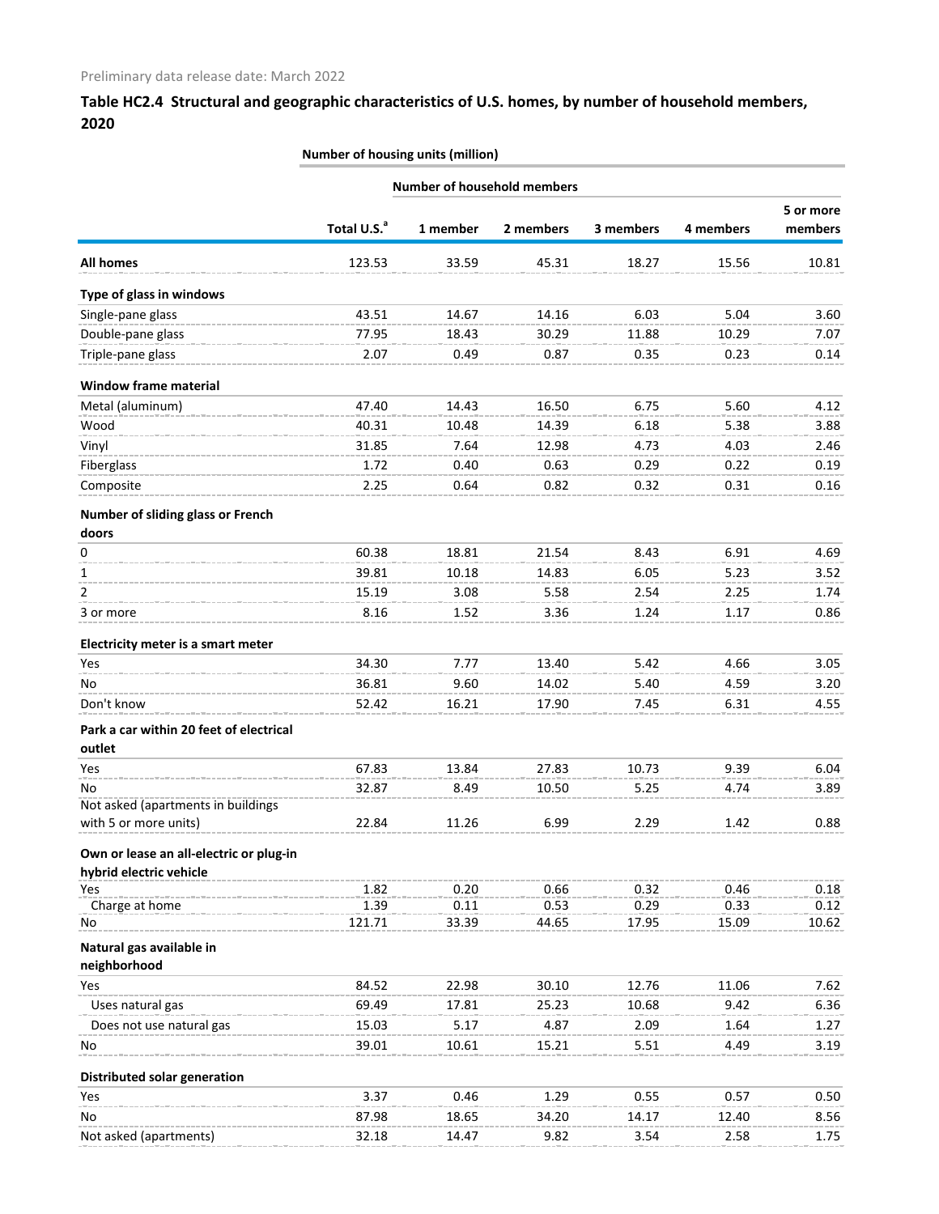Preliminary data release date: March 2022

## Table HC2.4 Structural and geographic characteristics of U.S. homes, by number of household members, 2020

| | Number of housing units (million) | | | | | |
|---|---|---|---|---|---|---|
| | | Number of household members | | | | |
| | Total U.S.[a] | 1 member | 2 members | 3 members | 4 members | 5 or more members |
| **All homes** | 123.53 | 33.59 | 45.31 | 18.27 | 15.56 | 10.81 |
| **Type of glass in windows** | | | | | | |
| Single-pane glass | 43.51 | 14.67 | 14.16 | 6.03 | 5.04 | 3.60 |
| Double-pane glass | 77.95 | 18.43 | 30.29 | 11.88 | 10.29 | 7.07 |
| Triple-pane glass | 2.07 | 0.49 | 0.87 | 0.35 | 0.23 | 0.14 |
| **Window frame material** | | | | | | |
| Metal (aluminum) | 47.40 | 14.43 | 16.50 | 6.75 | 5.60 | 4.12 |
| Wood | 40.31 | 10.48 | 14.39 | 6.18 | 5.38 | 3.88 |
| Vinyl | 31.85 | 7.64 | 12.98 | 4.73 | 4.03 | 2.46 |
| Fiberglass | 1.72 | 0.40 | 0.63 | 0.29 | 0.22 | 0.19 |
| Composite | 2.25 | 0.64 | 0.82 | 0.32 | 0.31 | 0.16 |
| **Number of sliding glass or French doors** | | | | | | |
| 0 | 60.38 | 18.81 | 21.54 | 8.43 | 6.91 | 4.69 |
| 1 | 39.81 | 10.18 | 14.83 | 6.05 | 5.23 | 3.52 |
| 2 | 15.19 | 3.08 | 5.58 | 2.54 | 2.25 | 1.74 |
| 3 or more | 8.16 | 1.52 | 3.36 | 1.24 | 1.17 | 0.86 |
| **Electricity meter is a smart meter** | | | | | | |
| Yes | 34.30 | 7.77 | 13.40 | 5.42 | 4.66 | 3.05 |
| No | 36.81 | 9.60 | 14.02 | 5.40 | 4.59 | 3.20 |
| Don't know | 52.42 | 16.21 | 17.90 | 7.45 | 6.31 | 4.55 |
| **Park a car within 20 feet of electrical outlet** | | | | | | |
| Yes | 67.83 | 13.84 | 27.83 | 10.73 | 9.39 | 6.04 |
| No | 32.87 | 8.49 | 10.50 | 5.25 | 4.74 | 3.89 |
| Not asked (apartments in buildings with 5 or more units) | 22.84 | 11.26 | 6.99 | 2.29 | 1.42 | 0.88 |
| **Own or lease an all-electric or plug-in hybrid electric vehicle** | | | | | | |
| Yes | 1.82 | 0.20 | 0.66 | 0.32 | 0.46 | 0.18 |
| Charge at home | 1.39 | 0.11 | 0.53 | 0.29 | 0.33 | 0.12 |
| No | 121.71 | 33.39 | 44.65 | 17.95 | 15.09 | 10.62 |
| **Natural gas available in neighborhood** | | | | | | |
| Yes | 84.52 | 22.98 | 30.10 | 12.76 | 11.06 | 7.62 |
| Uses natural gas | 69.49 | 17.81 | 25.23 | 10.68 | 9.42 | 6.36 |
| Does not use natural gas | 15.03 | 5.17 | 4.87 | 2.09 | 1.64 | 1.27 |
| No | 39.01 | 10.61 | 15.21 | 5.51 | 4.49 | 3.19 |
| **Distributed solar generation** | | | | | | |
| Yes | 3.37 | 0.46 | 1.29 | 0.55 | 0.57 | 0.50 |
| No | 87.98 | 18.65 | 34.20 | 14.17 | 12.40 | 8.56 |
| Not asked (apartments) | 32.18 | 14.47 | 9.82 | 3.54 | 2.58 | 1.75 |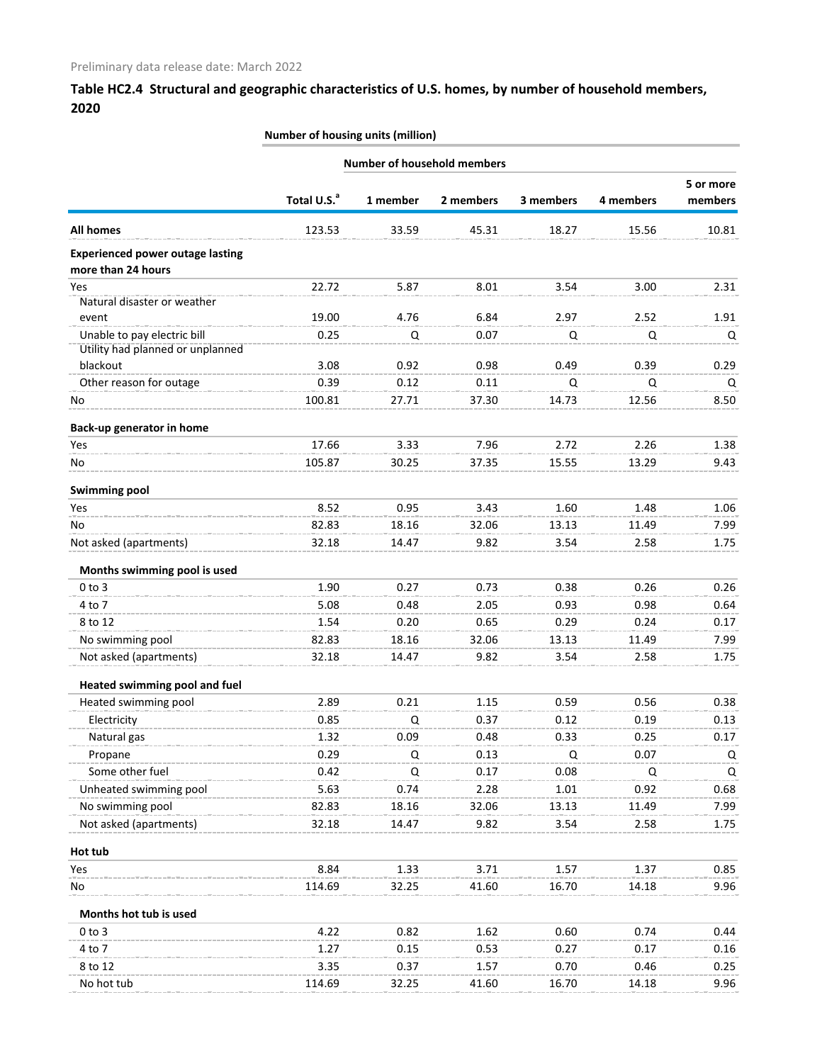Preliminary data release date: March 2022

## Table HC2.4 Structural and geographic characteristics of U.S. homes, by number of household members, 2020

| | Number of housing units (million) | | | | | |
|---|---|---|---|---|---|---|
| | | Number of household members | | | | |
| | Total U.S.[a] | 1 member | 2 members | 3 members | 4 members | 5 or more members |
| **All homes** | 123.53 | 33.59 | 45.31 | 18.27 | 15.56 | 10.81 |
| **Experienced power outage lasting more than 24 hours** | | | | | | |
| Yes | 22.72 | 5.87 | 8.01 | 3.54 | 3.00 | 2.31 |
| Natural disaster or weather event | 19.00 | 4.76 | 6.84 | 2.97 | 2.52 | 1.91 |
| Unable to pay electric bill | 0.25 | Q | 0.07 | Q | Q | Q |
| Utility had planned or unplanned blackout | 3.08 | 0.92 | 0.98 | 0.49 | 0.39 | 0.29 |
| Other reason for outage | 0.39 | 0.12 | 0.11 | Q | Q | Q |
| No | 100.81 | 27.71 | 37.30 | 14.73 | 12.56 | 8.50 |
| **Back-up generator in home** | | | | | | |
| Yes | 17.66 | 3.33 | 7.96 | 2.72 | 2.26 | 1.38 |
| No | 105.87 | 30.25 | 37.35 | 15.55 | 13.29 | 9.43 |
| **Swimming pool** | | | | | | |
| Yes | 8.52 | 0.95 | 3.43 | 1.60 | 1.48 | 1.06 |
| No | 82.83 | 18.16 | 32.06 | 13.13 | 11.49 | 7.99 |
| Not asked (apartments) | 32.18 | 14.47 | 9.82 | 3.54 | 2.58 | 1.75 |
| **Months swimming pool is used** | | | | | | |
| 0 to 3 | 1.90 | 0.27 | 0.73 | 0.38 | 0.26 | 0.26 |
| 4 to 7 | 5.08 | 0.48 | 2.05 | 0.93 | 0.98 | 0.64 |
| 8 to 12 | 1.54 | 0.20 | 0.65 | 0.29 | 0.24 | 0.17 |
| No swimming pool | 82.83 | 18.16 | 32.06 | 13.13 | 11.49 | 7.99 |
| Not asked (apartments) | 32.18 | 14.47 | 9.82 | 3.54 | 2.58 | 1.75 |
| **Heated swimming pool and fuel** | | | | | | |
| Heated swimming pool | 2.89 | 0.21 | 1.15 | 0.59 | 0.56 | 0.38 |
| Electricity | 0.85 | Q | 0.37 | 0.12 | 0.19 | 0.13 |
| Natural gas | 1.32 | 0.09 | 0.48 | 0.33 | 0.25 | 0.17 |
| Propane | 0.29 | Q | 0.13 | Q | 0.07 | Q |
| Some other fuel | 0.42 | Q | 0.17 | 0.08 | Q | Q |
| Unheated swimming pool | 5.63 | 0.74 | 2.28 | 1.01 | 0.92 | 0.68 |
| No swimming pool | 82.83 | 18.16 | 32.06 | 13.13 | 11.49 | 7.99 |
| Not asked (apartments) | 32.18 | 14.47 | 9.82 | 3.54 | 2.58 | 1.75 |
| **Hot tub** | | | | | | |
| Yes | 8.84 | 1.33 | 3.71 | 1.57 | 1.37 | 0.85 |
| No | 114.69 | 32.25 | 41.60 | 16.70 | 14.18 | 9.96 |
| **Months hot tub is used** | | | | | | |
| 0 to 3 | 4.22 | 0.82 | 1.62 | 0.60 | 0.74 | 0.44 |
| 4 to 7 | 1.27 | 0.15 | 0.53 | 0.27 | 0.17 | 0.16 |
| 8 to 12 | 3.35 | 0.37 | 1.57 | 0.70 | 0.46 | 0.25 |
| No hot tub | 114.69 | 32.25 | 41.60 | 16.70 | 14.18 | 9.96 |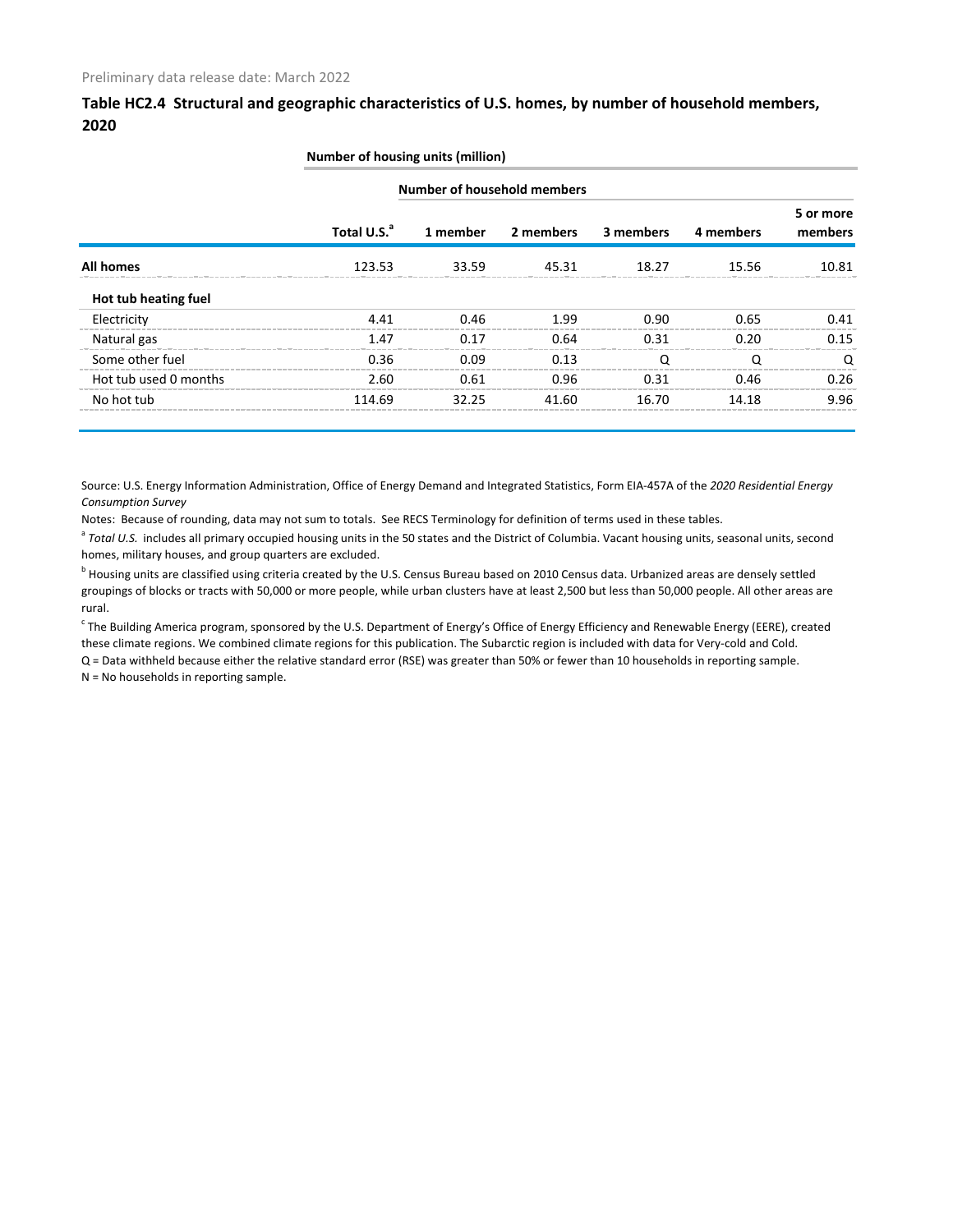Preliminary data release date: March 2022

## Table HC2.4 Structural and geographic characteristics of U.S. homes, by number of household members, 2020

| | Number of housing units (million) | | | | | |
|---|---|---|---|---|---|---|
| | | Number of household members | | | | |
| | Total U.S.[a] | 1 member | 2 members | 3 members | 4 members | 5 or more members |
| **All homes** | 123.53 | 33.59 | 45.31 | 18.27 | 15.56 | 10.81 |
| **Hot tub heating fuel** | | | | | | |
| Electricity | 4.41 | 0.46 | 1.99 | 0.90 | 0.65 | 0.41 |
| Natural gas | 1.47 | 0.17 | 0.64 | 0.31 | 0.20 | 0.15 |
| Some other fuel | 0.36 | 0.09 | 0.13 | Q | Q | Q |
| Hot tub used 0 months | 2.60 | 0.61 | 0.96 | 0.31 | 0.46 | 0.26 |
| No hot tub | 114.69 | 32.25 | 41.60 | 16.70 | 14.18 | 9.96 |

Source: U.S. Energy Information Administration, Office of Energy Demand and Integrated Statistics, Form EIA-457A of the *2020 Residential Energy Consumption Survey*

Notes: Because of rounding, data may not sum to totals. See RECS Terminology for definition of terms used in these tables.

[a] *Total U.S.* includes all primary occupied housing units in the 50 states and the District of Columbia. Vacant housing units, seasonal units, second homes, military houses, and group quarters are excluded.

[b] Housing units are classified using criteria created by the U.S. Census Bureau based on 2010 Census data. Urbanized areas are densely settled groupings of blocks or tracts with 50,000 or more people, while urban clusters have at least 2,500 but less than 50,000 people. All other areas are rural.

[c] The Building America program, sponsored by the U.S. Department of Energy's Office of Energy Efficiency and Renewable Energy (EERE), created these climate regions. We combined climate regions for this publication. The Subarctic region is included with data for Very-cold and Cold.

Q = Data withheld because either the relative standard error (RSE) was greater than 50% or fewer than 10 households in reporting sample.

N = No households in reporting sample.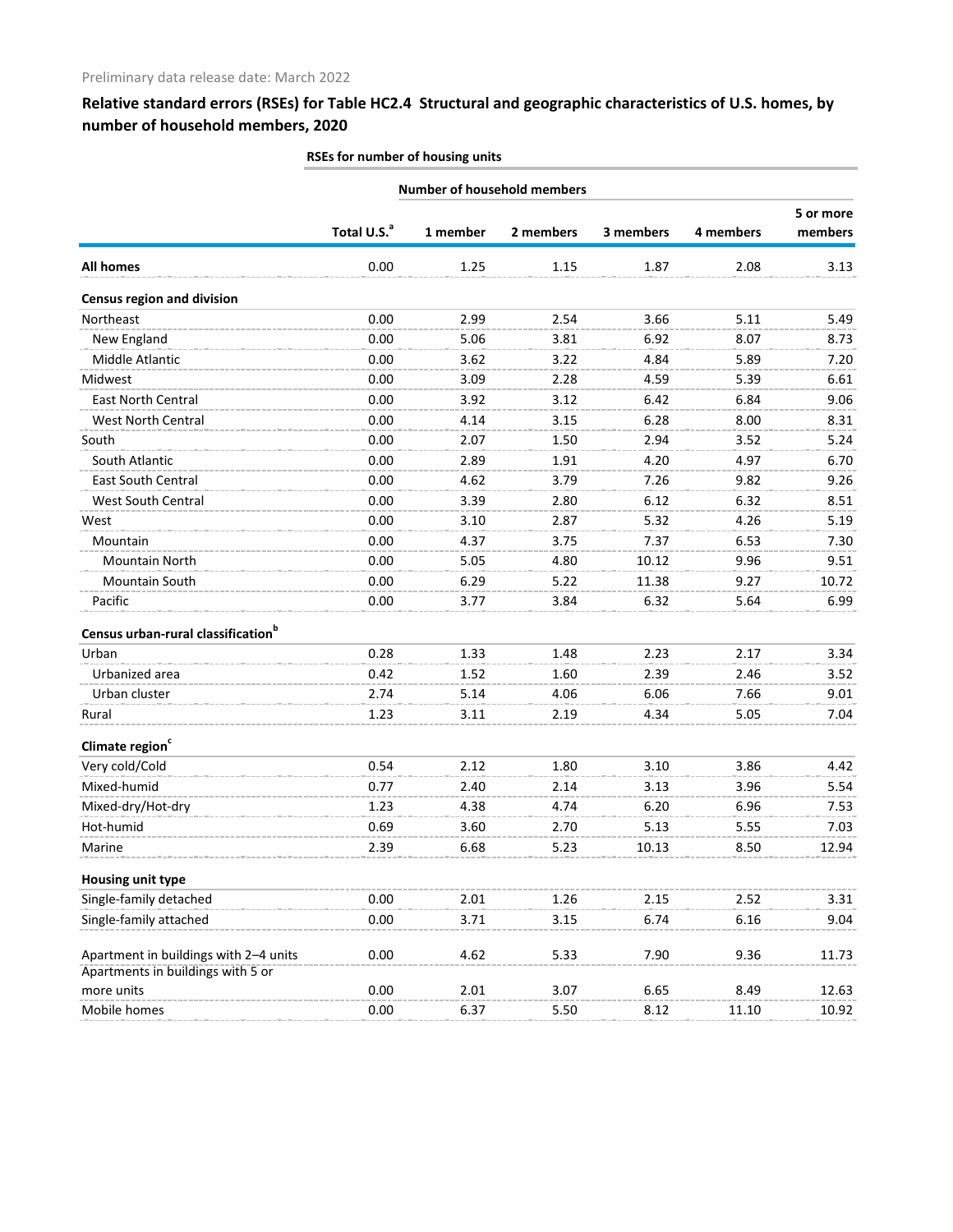Preliminary data release date: March 2022

## Relative standard errors (RSEs) for Table HC2.4 Structural and geographic characteristics of U.S. homes, by number of household members, 2020

| | RSEs for number of housing units | | | | | |
|---|---|---|---|---|---|---|
| | | Number of household members | | | | |
| | Total U.S.[a] | 1 member | 2 members | 3 members | 4 members | 5 or more members |
| **All homes** | 0.00 | 1.25 | 1.15 | 1.87 | 2.08 | 3.13 |
| **Census region and division** | | | | | | |
| Northeast | 0.00 | 2.99 | 2.54 | 3.66 | 5.11 | 5.49 |
| New England | 0.00 | 5.06 | 3.81 | 6.92 | 8.07 | 8.73 |
| Middle Atlantic | 0.00 | 3.62 | 3.22 | 4.84 | 5.89 | 7.20 |
| Midwest | 0.00 | 3.09 | 2.28 | 4.59 | 5.39 | 6.61 |
| East North Central | 0.00 | 3.92 | 3.12 | 6.42 | 6.84 | 9.06 |
| West North Central | 0.00 | 4.14 | 3.15 | 6.28 | 8.00 | 8.31 |
| South | 0.00 | 2.07 | 1.50 | 2.94 | 3.52 | 5.24 |
| South Atlantic | 0.00 | 2.89 | 1.91 | 4.20 | 4.97 | 6.70 |
| East South Central | 0.00 | 4.62 | 3.79 | 7.26 | 9.82 | 9.26 |
| West South Central | 0.00 | 3.39 | 2.80 | 6.12 | 6.32 | 8.51 |
| West | 0.00 | 3.10 | 2.87 | 5.32 | 4.26 | 5.19 |
| Mountain | 0.00 | 4.37 | 3.75 | 7.37 | 6.53 | 7.30 |
| Mountain North | 0.00 | 5.05 | 4.80 | 10.12 | 9.96 | 9.51 |
| Mountain South | 0.00 | 6.29 | 5.22 | 11.38 | 9.27 | 10.72 |
| Pacific | 0.00 | 3.77 | 3.84 | 6.32 | 5.64 | 6.99 |
| **Census urban-rural classification[b]** | | | | | | |
| Urban | 0.28 | 1.33 | 1.48 | 2.23 | 2.17 | 3.34 |
| Urbanized area | 0.42 | 1.52 | 1.60 | 2.39 | 2.46 | 3.52 |
| Urban cluster | 2.74 | 5.14 | 4.06 | 6.06 | 7.66 | 9.01 |
| Rural | 1.23 | 3.11 | 2.19 | 4.34 | 5.05 | 7.04 |
| **Climate region[c]** | | | | | | |
| Very cold/Cold | 0.54 | 2.12 | 1.80 | 3.10 | 3.86 | 4.42 |
| Mixed-humid | 0.77 | 2.40 | 2.14 | 3.13 | 3.96 | 5.54 |
| Mixed-dry/Hot-dry | 1.23 | 4.38 | 4.74 | 6.20 | 6.96 | 7.53 |
| Hot-humid | 0.69 | 3.60 | 2.70 | 5.13 | 5.55 | 7.03 |
| Marine | 2.39 | 6.68 | 5.23 | 10.13 | 8.50 | 12.94 |
| **Housing unit type** | | | | | | |
| Single-family detached | 0.00 | 2.01 | 1.26 | 2.15 | 2.52 | 3.31 |
| Single-family attached | 0.00 | 3.71 | 3.15 | 6.74 | 6.16 | 9.04 |
| Apartment in buildings with 2–4 units | 0.00 | 4.62 | 5.33 | 7.90 | 9.36 | 11.73 |
| Apartments in buildings with 5 or more units | 0.00 | 2.01 | 3.07 | 6.65 | 8.49 | 12.63 |
| Mobile homes | 0.00 | 6.37 | 5.50 | 8.12 | 11.10 | 10.92 |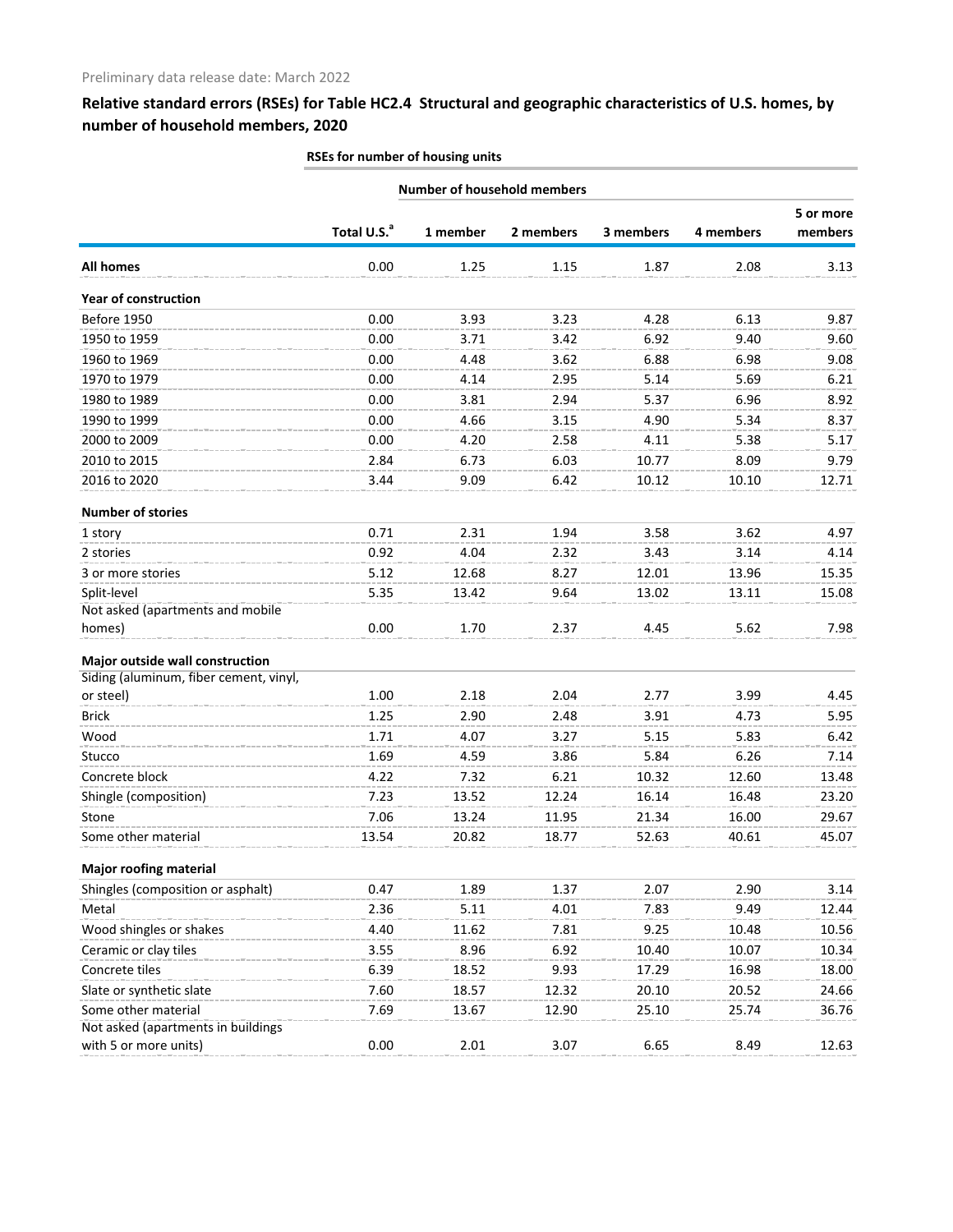Preliminary data release date: March 2022

## Relative standard errors (RSEs) for Table HC2.4 Structural and geographic characteristics of U.S. homes, by number of household members, 2020

| | RSEs for number of housing units | | | | | |
|---|---|---|---|---|---|---|
| | | Number of household members | | | | |
| | Total U.S.[a] | 1 member | 2 members | 3 members | 4 members | 5 or more members |
| **All homes** | 0.00 | 1.25 | 1.15 | 1.87 | 2.08 | 3.13 |
| **Year of construction** | | | | | | |
| Before 1950 | 0.00 | 3.93 | 3.23 | 4.28 | 6.13 | 9.87 |
| 1950 to 1959 | 0.00 | 3.71 | 3.42 | 6.92 | 9.40 | 9.60 |
| 1960 to 1969 | 0.00 | 4.48 | 3.62 | 6.88 | 6.98 | 9.08 |
| 1970 to 1979 | 0.00 | 4.14 | 2.95 | 5.14 | 5.69 | 6.21 |
| 1980 to 1989 | 0.00 | 3.81 | 2.94 | 5.37 | 6.96 | 8.92 |
| 1990 to 1999 | 0.00 | 4.66 | 3.15 | 4.90 | 5.34 | 8.37 |
| 2000 to 2009 | 0.00 | 4.20 | 2.58 | 4.11 | 5.38 | 5.17 |
| 2010 to 2015 | 2.84 | 6.73 | 6.03 | 10.77 | 8.09 | 9.79 |
| 2016 to 2020 | 3.44 | 9.09 | 6.42 | 10.12 | 10.10 | 12.71 |
| **Number of stories** | | | | | | |
| 1 story | 0.71 | 2.31 | 1.94 | 3.58 | 3.62 | 4.97 |
| 2 stories | 0.92 | 4.04 | 2.32 | 3.43 | 3.14 | 4.14 |
| 3 or more stories | 5.12 | 12.68 | 8.27 | 12.01 | 13.96 | 15.35 |
| Split-level | 5.35 | 13.42 | 9.64 | 13.02 | 13.11 | 15.08 |
| Not asked (apartments and mobile homes) | 0.00 | 1.70 | 2.37 | 4.45 | 5.62 | 7.98 |
| **Major outside wall construction** | | | | | | |
| Siding (aluminum, fiber cement, vinyl, or steel) | 1.00 | 2.18 | 2.04 | 2.77 | 3.99 | 4.45 |
| Brick | 1.25 | 2.90 | 2.48 | 3.91 | 4.73 | 5.95 |
| Wood | 1.71 | 4.07 | 3.27 | 5.15 | 5.83 | 6.42 |
| Stucco | 1.69 | 4.59 | 3.86 | 5.84 | 6.26 | 7.14 |
| Concrete block | 4.22 | 7.32 | 6.21 | 10.32 | 12.60 | 13.48 |
| Shingle (composition) | 7.23 | 13.52 | 12.24 | 16.14 | 16.48 | 23.20 |
| Stone | 7.06 | 13.24 | 11.95 | 21.34 | 16.00 | 29.67 |
| Some other material | 13.54 | 20.82 | 18.77 | 52.63 | 40.61 | 45.07 |
| **Major roofing material** | | | | | | |
| Shingles (composition or asphalt) | 0.47 | 1.89 | 1.37 | 2.07 | 2.90 | 3.14 |
| Metal | 2.36 | 5.11 | 4.01 | 7.83 | 9.49 | 12.44 |
| Wood shingles or shakes | 4.40 | 11.62 | 7.81 | 9.25 | 10.48 | 10.56 |
| Ceramic or clay tiles | 3.55 | 8.96 | 6.92 | 10.40 | 10.07 | 10.34 |
| Concrete tiles | 6.39 | 18.52 | 9.93 | 17.29 | 16.98 | 18.00 |
| Slate or synthetic slate | 7.60 | 18.57 | 12.32 | 20.10 | 20.52 | 24.66 |
| Some other material | 7.69 | 13.67 | 12.90 | 25.10 | 25.74 | 36.76 |
| Not asked (apartments in buildings with 5 or more units) | 0.00 | 2.01 | 3.07 | 6.65 | 8.49 | 12.63 |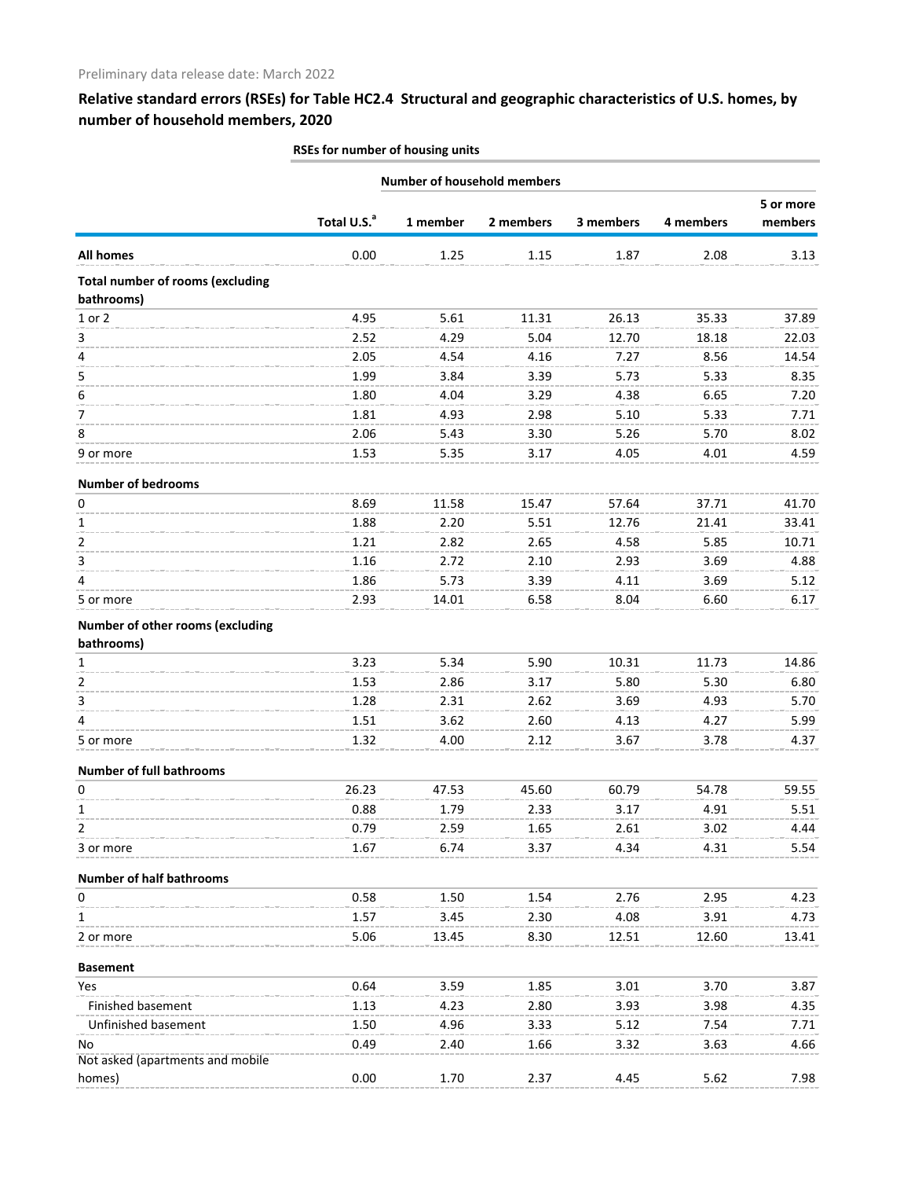Preliminary data release date: March 2022

## Relative standard errors (RSEs) for Table HC2.4 Structural and geographic characteristics of U.S. homes, by number of household members, 2020

| | RSEs for number of housing units | | | | | |
|---|---|---|---|---|---|---|
| | | Number of household members | | | | |
| | Total U.S.[a] | 1 member | 2 members | 3 members | 4 members | 5 or more members |
| **All homes** | 0.00 | 1.25 | 1.15 | 1.87 | 2.08 | 3.13 |
| **Total number of rooms (excluding bathrooms)** | | | | | | |
| 1 or 2 | 4.95 | 5.61 | 11.31 | 26.13 | 35.33 | 37.89 |
| 3 | 2.52 | 4.29 | 5.04 | 12.70 | 18.18 | 22.03 |
| 4 | 2.05 | 4.54 | 4.16 | 7.27 | 8.56 | 14.54 |
| 5 | 1.99 | 3.84 | 3.39 | 5.73 | 5.33 | 8.35 |
| 6 | 1.80 | 4.04 | 3.29 | 4.38 | 6.65 | 7.20 |
| 7 | 1.81 | 4.93 | 2.98 | 5.10 | 5.33 | 7.71 |
| 8 | 2.06 | 5.43 | 3.30 | 5.26 | 5.70 | 8.02 |
| 9 or more | 1.53 | 5.35 | 3.17 | 4.05 | 4.01 | 4.59 |
| **Number of bedrooms** | | | | | | |
| 0 | 8.69 | 11.58 | 15.47 | 57.64 | 37.71 | 41.70 |
| 1 | 1.88 | 2.20 | 5.51 | 12.76 | 21.41 | 33.41 |
| 2 | 1.21 | 2.82 | 2.65 | 4.58 | 5.85 | 10.71 |
| 3 | 1.16 | 2.72 | 2.10 | 2.93 | 3.69 | 4.88 |
| 4 | 1.86 | 5.73 | 3.39 | 4.11 | 3.69 | 5.12 |
| 5 or more | 2.93 | 14.01 | 6.58 | 8.04 | 6.60 | 6.17 |
| **Number of other rooms (excluding bathrooms)** | | | | | | |
| 1 | 3.23 | 5.34 | 5.90 | 10.31 | 11.73 | 14.86 |
| 2 | 1.53 | 2.86 | 3.17 | 5.80 | 5.30 | 6.80 |
| 3 | 1.28 | 2.31 | 2.62 | 3.69 | 4.93 | 5.70 |
| 4 | 1.51 | 3.62 | 2.60 | 4.13 | 4.27 | 5.99 |
| 5 or more | 1.32 | 4.00 | 2.12 | 3.67 | 3.78 | 4.37 |
| **Number of full bathrooms** | | | | | | |
| 0 | 26.23 | 47.53 | 45.60 | 60.79 | 54.78 | 59.55 |
| 1 | 0.88 | 1.79 | 2.33 | 3.17 | 4.91 | 5.51 |
| 2 | 0.79 | 2.59 | 1.65 | 2.61 | 3.02 | 4.44 |
| 3 or more | 1.67 | 6.74 | 3.37 | 4.34 | 4.31 | 5.54 |
| **Number of half bathrooms** | | | | | | |
| 0 | 0.58 | 1.50 | 1.54 | 2.76 | 2.95 | 4.23 |
| 1 | 1.57 | 3.45 | 2.30 | 4.08 | 3.91 | 4.73 |
| 2 or more | 5.06 | 13.45 | 8.30 | 12.51 | 12.60 | 13.41 |
| **Basement** | | | | | | |
| Yes | 0.64 | 3.59 | 1.85 | 3.01 | 3.70 | 3.87 |
| Finished basement | 1.13 | 4.23 | 2.80 | 3.93 | 3.98 | 4.35 |
| Unfinished basement | 1.50 | 4.96 | 3.33 | 5.12 | 7.54 | 7.71 |
| No | 0.49 | 2.40 | 1.66 | 3.32 | 3.63 | 4.66 |
| Not asked (apartments and mobile homes) | 0.00 | 1.70 | 2.37 | 4.45 | 5.62 | 7.98 |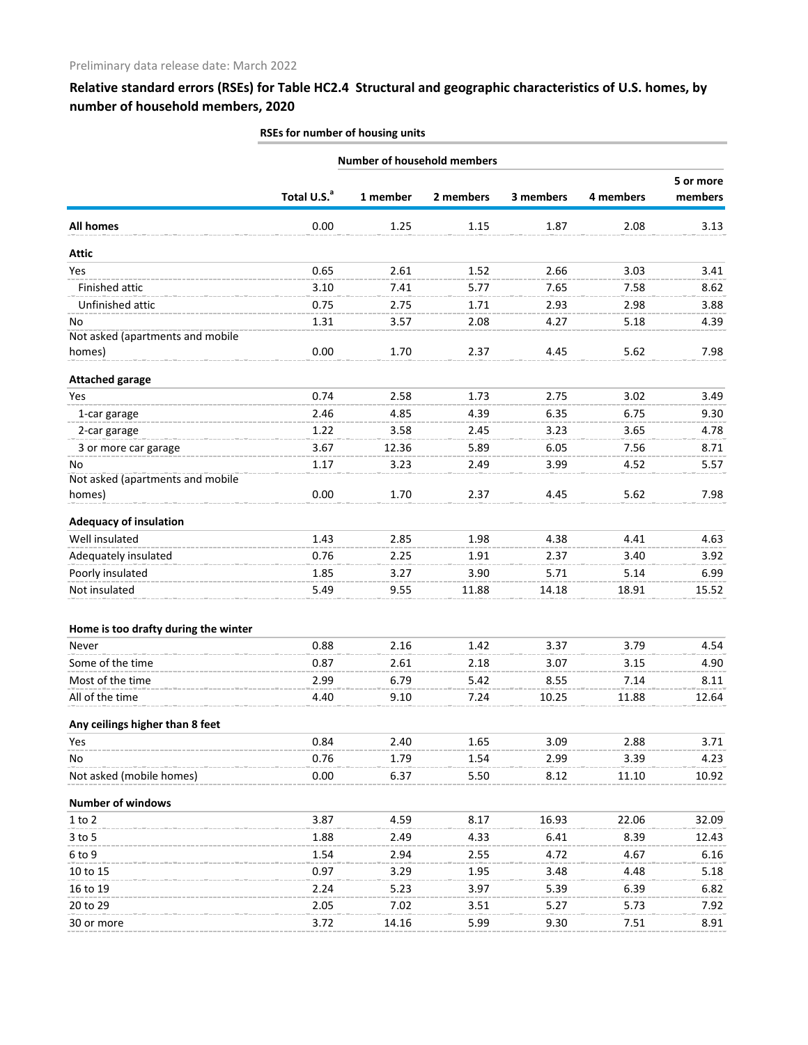Preliminary data release date: March 2022

## Relative standard errors (RSEs) for Table HC2.4 Structural and geographic characteristics of U.S. homes, by number of household members, 2020

| | RSEs for number of housing units | | | | | |
|---|---|---|---|---|---|---|
| | | Number of household members | | | | |
| | Total U.S.[a] | 1 member | 2 members | 3 members | 4 members | 5 or more members |
| **All homes** | 0.00 | 1.25 | 1.15 | 1.87 | 2.08 | 3.13 |
| **Attic** | | | | | | |
| Yes | 0.65 | 2.61 | 1.52 | 2.66 | 3.03 | 3.41 |
| Finished attic | 3.10 | 7.41 | 5.77 | 7.65 | 7.58 | 8.62 |
| Unfinished attic | 0.75 | 2.75 | 1.71 | 2.93 | 2.98 | 3.88 |
| No | 1.31 | 3.57 | 2.08 | 4.27 | 5.18 | 4.39 |
| Not asked (apartments and mobile homes) | 0.00 | 1.70 | 2.37 | 4.45 | 5.62 | 7.98 |
| **Attached garage** | | | | | | |
| Yes | 0.74 | 2.58 | 1.73 | 2.75 | 3.02 | 3.49 |
| 1-car garage | 2.46 | 4.85 | 4.39 | 6.35 | 6.75 | 9.30 |
| 2-car garage | 1.22 | 3.58 | 2.45 | 3.23 | 3.65 | 4.78 |
| 3 or more car garage | 3.67 | 12.36 | 5.89 | 6.05 | 7.56 | 8.71 |
| No | 1.17 | 3.23 | 2.49 | 3.99 | 4.52 | 5.57 |
| Not asked (apartments and mobile homes) | 0.00 | 1.70 | 2.37 | 4.45 | 5.62 | 7.98 |
| **Adequacy of insulation** | | | | | | |
| Well insulated | 1.43 | 2.85 | 1.98 | 4.38 | 4.41 | 4.63 |
| Adequately insulated | 0.76 | 2.25 | 1.91 | 2.37 | 3.40 | 3.92 |
| Poorly insulated | 1.85 | 3.27 | 3.90 | 5.71 | 5.14 | 6.99 |
| Not insulated | 5.49 | 9.55 | 11.88 | 14.18 | 18.91 | 15.52 |
| **Home is too drafty during the winter** | | | | | | |
| Never | 0.88 | 2.16 | 1.42 | 3.37 | 3.79 | 4.54 |
| Some of the time | 0.87 | 2.61 | 2.18 | 3.07 | 3.15 | 4.90 |
| Most of the time | 2.99 | 6.79 | 5.42 | 8.55 | 7.14 | 8.11 |
| All of the time | 4.40 | 9.10 | 7.24 | 10.25 | 11.88 | 12.64 |
| **Any ceilings higher than 8 feet** | | | | | | |
| Yes | 0.84 | 2.40 | 1.65 | 3.09 | 2.88 | 3.71 |
| No | 0.76 | 1.79 | 1.54 | 2.99 | 3.39 | 4.23 |
| Not asked (mobile homes) | 0.00 | 6.37 | 5.50 | 8.12 | 11.10 | 10.92 |
| **Number of windows** | | | | | | |
| 1 to 2 | 3.87 | 4.59 | 8.17 | 16.93 | 22.06 | 32.09 |
| 3 to 5 | 1.88 | 2.49 | 4.33 | 6.41 | 8.39 | 12.43 |
| 6 to 9 | 1.54 | 2.94 | 2.55 | 4.72 | 4.67 | 6.16 |
| 10 to 15 | 0.97 | 3.29 | 1.95 | 3.48 | 4.48 | 5.18 |
| 16 to 19 | 2.24 | 5.23 | 3.97 | 5.39 | 6.39 | 6.82 |
| 20 to 29 | 2.05 | 7.02 | 3.51 | 5.27 | 5.73 | 7.92 |
| 30 or more | 3.72 | 14.16 | 5.99 | 9.30 | 7.51 | 8.91 |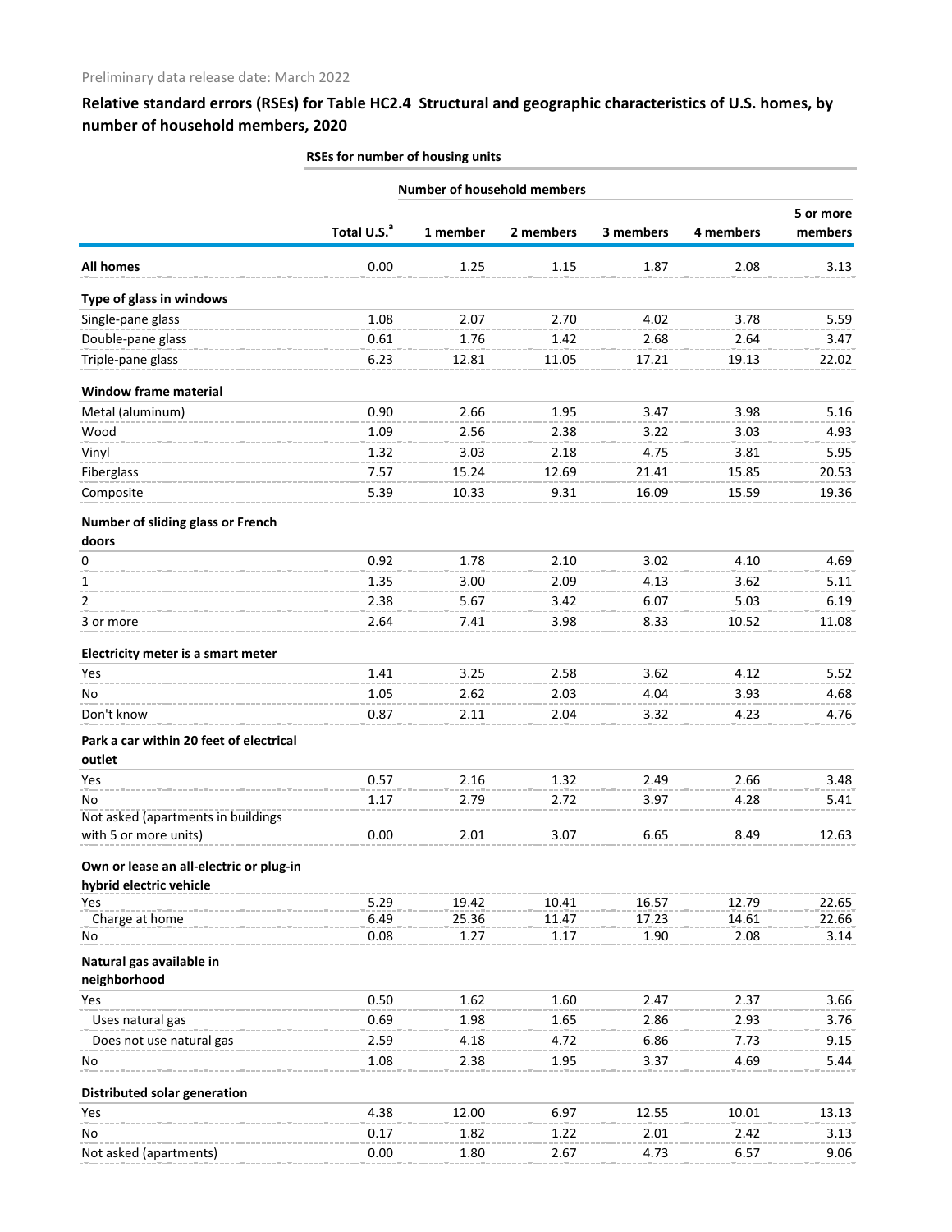Preliminary data release date: March 2022

## Relative standard errors (RSEs) for Table HC2.4 Structural and geographic characteristics of U.S. homes, by number of household members, 2020

| | RSEs for number of housing units | | | | | |
|---|---|---|---|---|---|---|
| | | Number of household members | | | | |
| | Total U.S.[a] | 1 member | 2 members | 3 members | 4 members | 5 or more members |
| **All homes** | 0.00 | 1.25 | 1.15 | 1.87 | 2.08 | 3.13 |
| **Type of glass in windows** | | | | | | |
| Single-pane glass | 1.08 | 2.07 | 2.70 | 4.02 | 3.78 | 5.59 |
| Double-pane glass | 0.61 | 1.76 | 1.42 | 2.68 | 2.64 | 3.47 |
| Triple-pane glass | 6.23 | 12.81 | 11.05 | 17.21 | 19.13 | 22.02 |
| **Window frame material** | | | | | | |
| Metal (aluminum) | 0.90 | 2.66 | 1.95 | 3.47 | 3.98 | 5.16 |
| Wood | 1.09 | 2.56 | 2.38 | 3.22 | 3.03 | 4.93 |
| Vinyl | 1.32 | 3.03 | 2.18 | 4.75 | 3.81 | 5.95 |
| Fiberglass | 7.57 | 15.24 | 12.69 | 21.41 | 15.85 | 20.53 |
| Composite | 5.39 | 10.33 | 9.31 | 16.09 | 15.59 | 19.36 |
| **Number of sliding glass or French doors** | | | | | | |
| 0 | 0.92 | 1.78 | 2.10 | 3.02 | 4.10 | 4.69 |
| 1 | 1.35 | 3.00 | 2.09 | 4.13 | 3.62 | 5.11 |
| 2 | 2.38 | 5.67 | 3.42 | 6.07 | 5.03 | 6.19 |
| 3 or more | 2.64 | 7.41 | 3.98 | 8.33 | 10.52 | 11.08 |
| **Electricity meter is a smart meter** | | | | | | |
| Yes | 1.41 | 3.25 | 2.58 | 3.62 | 4.12 | 5.52 |
| No | 1.05 | 2.62 | 2.03 | 4.04 | 3.93 | 4.68 |
| Don't know | 0.87 | 2.11 | 2.04 | 3.32 | 4.23 | 4.76 |
| **Park a car within 20 feet of electrical outlet** | | | | | | |
| Yes | 0.57 | 2.16 | 1.32 | 2.49 | 2.66 | 3.48 |
| No | 1.17 | 2.79 | 2.72 | 3.97 | 4.28 | 5.41 |
| Not asked (apartments in buildings with 5 or more units) | 0.00 | 2.01 | 3.07 | 6.65 | 8.49 | 12.63 |
| **Own or lease an all-electric or plug-in hybrid electric vehicle** | | | | | | |
| Yes | 5.29 | 19.42 | 10.41 | 16.57 | 12.79 | 22.65 |
| Charge at home | 6.49 | 25.36 | 11.47 | 17.23 | 14.61 | 22.66 |
| No | 0.08 | 1.27 | 1.17 | 1.90 | 2.08 | 3.14 |
| **Natural gas available in neighborhood** | | | | | | |
| Yes | 0.50 | 1.62 | 1.60 | 2.47 | 2.37 | 3.66 |
| Uses natural gas | 0.69 | 1.98 | 1.65 | 2.86 | 2.93 | 3.76 |
| Does not use natural gas | 2.59 | 4.18 | 4.72 | 6.86 | 7.73 | 9.15 |
| No | 1.08 | 2.38 | 1.95 | 3.37 | 4.69 | 5.44 |
| **Distributed solar generation** | | | | | | |
| Yes | 4.38 | 12.00 | 6.97 | 12.55 | 10.01 | 13.13 |
| No | 0.17 | 1.82 | 1.22 | 2.01 | 2.42 | 3.13 |
| Not asked (apartments) | 0.00 | 1.80 | 2.67 | 4.73 | 6.57 | 9.06 |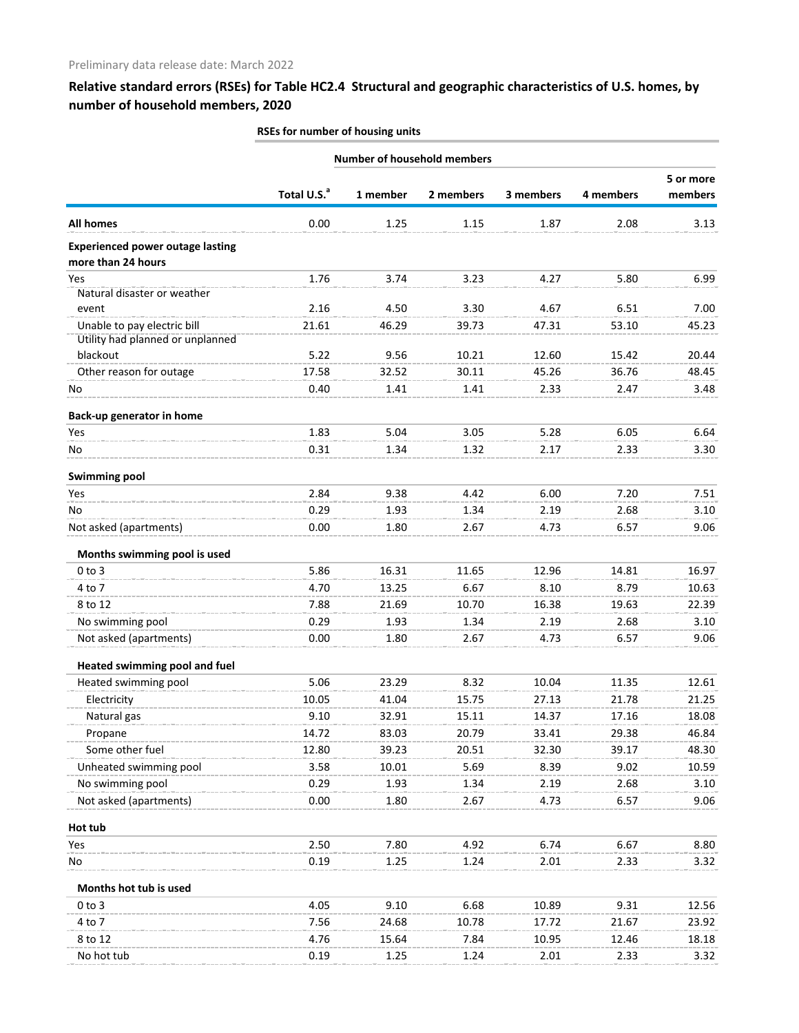Preliminary data release date: March 2022

## Relative standard errors (RSEs) for Table HC2.4 Structural and geographic characteristics of U.S. homes, by number of household members, 2020

| | RSEs for number of housing units | | | | | |
|---|---|---|---|---|---|---|
| | | Number of household members | | | | |
| | Total U.S.[a] | 1 member | 2 members | 3 members | 4 members | 5 or more members |
| **All homes** | 0.00 | 1.25 | 1.15 | 1.87 | 2.08 | 3.13 |
| **Experienced power outage lasting more than 24 hours** | | | | | | |
| Yes | 1.76 | 3.74 | 3.23 | 4.27 | 5.80 | 6.99 |
| Natural disaster or weather event | 2.16 | 4.50 | 3.30 | 4.67 | 6.51 | 7.00 |
| Unable to pay electric bill | 21.61 | 46.29 | 39.73 | 47.31 | 53.10 | 45.23 |
| Utility had planned or unplanned blackout | 5.22 | 9.56 | 10.21 | 12.60 | 15.42 | 20.44 |
| Other reason for outage | 17.58 | 32.52 | 30.11 | 45.26 | 36.76 | 48.45 |
| No | 0.40 | 1.41 | 1.41 | 2.33 | 2.47 | 3.48 |
| **Back-up generator in home** | | | | | | |
| Yes | 1.83 | 5.04 | 3.05 | 5.28 | 6.05 | 6.64 |
| No | 0.31 | 1.34 | 1.32 | 2.17 | 2.33 | 3.30 |
| **Swimming pool** | | | | | | |
| Yes | 2.84 | 9.38 | 4.42 | 6.00 | 7.20 | 7.51 |
| No | 0.29 | 1.93 | 1.34 | 2.19 | 2.68 | 3.10 |
| Not asked (apartments) | 0.00 | 1.80 | 2.67 | 4.73 | 6.57 | 9.06 |
| **Months swimming pool is used** | | | | | | |
| 0 to 3 | 5.86 | 16.31 | 11.65 | 12.96 | 14.81 | 16.97 |
| 4 to 7 | 4.70 | 13.25 | 6.67 | 8.10 | 8.79 | 10.63 |
| 8 to 12 | 7.88 | 21.69 | 10.70 | 16.38 | 19.63 | 22.39 |
| No swimming pool | 0.29 | 1.93 | 1.34 | 2.19 | 2.68 | 3.10 |
| Not asked (apartments) | 0.00 | 1.80 | 2.67 | 4.73 | 6.57 | 9.06 |
| **Heated swimming pool and fuel** | | | | | | |
| Heated swimming pool | 5.06 | 23.29 | 8.32 | 10.04 | 11.35 | 12.61 |
| Electricity | 10.05 | 41.04 | 15.75 | 27.13 | 21.78 | 21.25 |
| Natural gas | 9.10 | 32.91 | 15.11 | 14.37 | 17.16 | 18.08 |
| Propane | 14.72 | 83.03 | 20.79 | 33.41 | 29.38 | 46.84 |
| Some other fuel | 12.80 | 39.23 | 20.51 | 32.30 | 39.17 | 48.30 |
| Unheated swimming pool | 3.58 | 10.01 | 5.69 | 8.39 | 9.02 | 10.59 |
| No swimming pool | 0.29 | 1.93 | 1.34 | 2.19 | 2.68 | 3.10 |
| Not asked (apartments) | 0.00 | 1.80 | 2.67 | 4.73 | 6.57 | 9.06 |
| **Hot tub** | | | | | | |
| Yes | 2.50 | 7.80 | 4.92 | 6.74 | 6.67 | 8.80 |
| No | 0.19 | 1.25 | 1.24 | 2.01 | 2.33 | 3.32 |
| **Months hot tub is used** | | | | | | |
| 0 to 3 | 4.05 | 9.10 | 6.68 | 10.89 | 9.31 | 12.56 |
| 4 to 7 | 7.56 | 24.68 | 10.78 | 17.72 | 21.67 | 23.92 |
| 8 to 12 | 4.76 | 15.64 | 7.84 | 10.95 | 12.46 | 18.18 |
| No hot tub | 0.19 | 1.25 | 1.24 | 2.01 | 2.33 | 3.32 |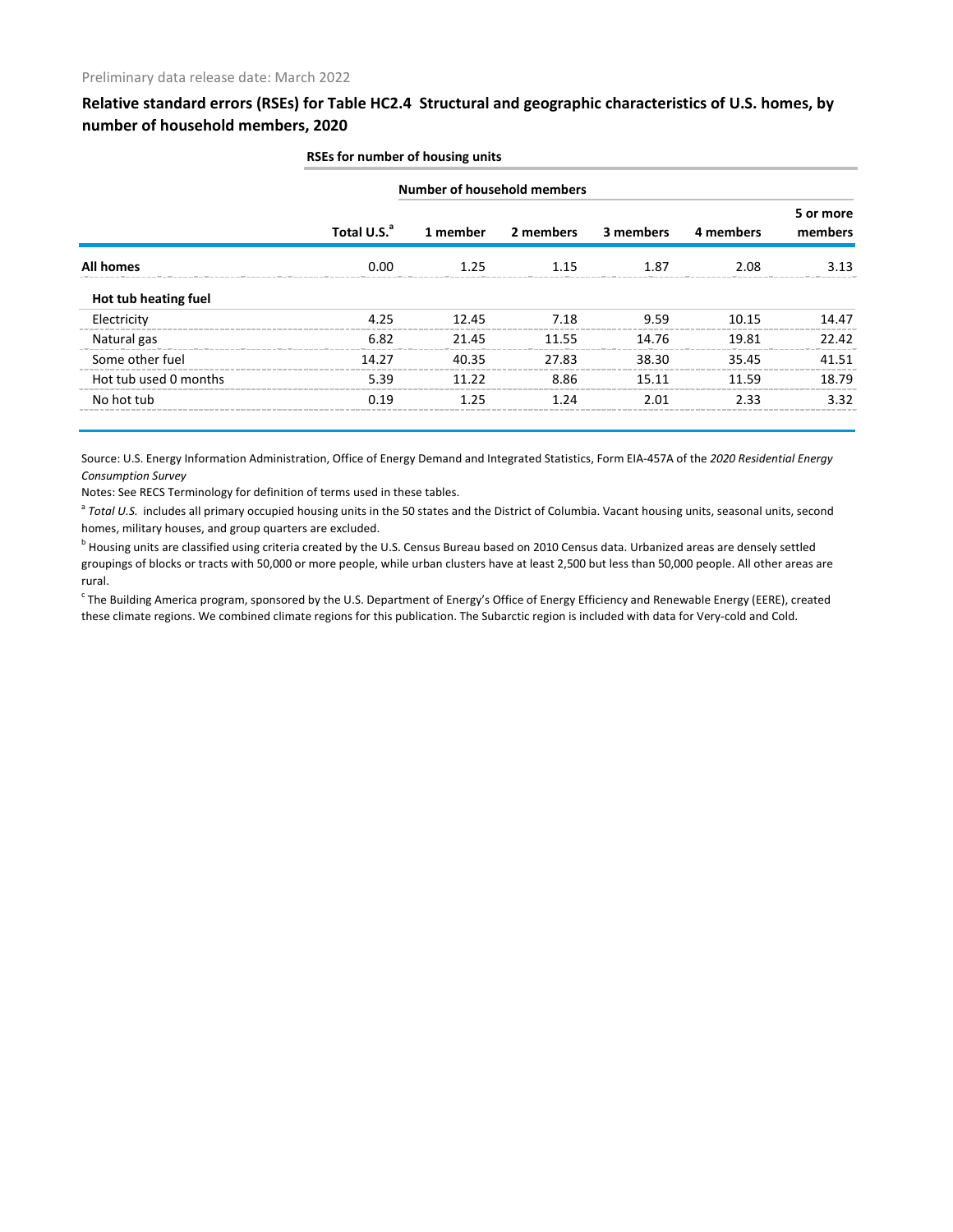Preliminary data release date: March 2022

## Relative standard errors (RSEs) for Table HC2.4 Structural and geographic characteristics of U.S. homes, by number of household members, 2020

| | RSEs for number of housing units | | | | | |
|---|---|---|---|---|---|---|
| | | Number of household members | | | | |
| | Total U.S.[a] | 1 member | 2 members | 3 members | 4 members | 5 or more members |
| **All homes** | 0.00 | 1.25 | 1.15 | 1.87 | 2.08 | 3.13 |
| **Hot tub heating fuel** | | | | | | |
| Electricity | 4.25 | 12.45 | 7.18 | 9.59 | 10.15 | 14.47 |
| Natural gas | 6.82 | 21.45 | 11.55 | 14.76 | 19.81 | 22.42 |
| Some other fuel | 14.27 | 40.35 | 27.83 | 38.30 | 35.45 | 41.51 |
| Hot tub used 0 months | 5.39 | 11.22 | 8.86 | 15.11 | 11.59 | 18.79 |
| No hot tub | 0.19 | 1.25 | 1.24 | 2.01 | 2.33 | 3.32 |

Source: U.S. Energy Information Administration, Office of Energy Demand and Integrated Statistics, Form EIA-457A of the *2020 Residential Energy Consumption Survey*

Notes: See RECS Terminology for definition of terms used in these tables.

[a] *Total U.S.* includes all primary occupied housing units in the 50 states and the District of Columbia. Vacant housing units, seasonal units, second homes, military houses, and group quarters are excluded.

[b] Housing units are classified using criteria created by the U.S. Census Bureau based on 2010 Census data. Urbanized areas are densely settled groupings of blocks or tracts with 50,000 or more people, while urban clusters have at least 2,500 but less than 50,000 people. All other areas are rural.

[c] The Building America program, sponsored by the U.S. Department of Energy's Office of Energy Efficiency and Renewable Energy (EERE), created these climate regions. We combined climate regions for this publication. The Subarctic region is included with data for Very-cold and Cold.